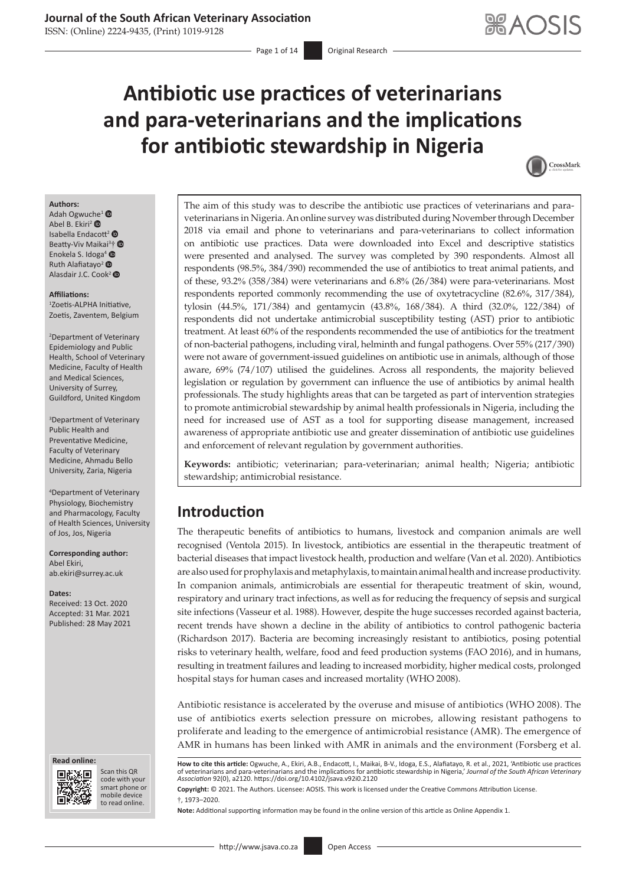# Antibiotic use practices of veterinarians and para-veterinarians and the implications for antibiotic stewardship in Nigeria

**Authors:**
Adah Ogwuche[1]
Abel B. Ekiri[2]
Isabella Endacott[2]
Beatty-Viv Maikai[3]†
Enokela S. Idoga[4]
Ruth Alafiatayo[2]
Alasdair J.C. Cook[2]

**Affiliations:**
[1]Zoetis-ALPHA Initiative, Zoetis, Zaventem, Belgium

[2]Department of Veterinary Epidemiology and Public Health, School of Veterinary Medicine, Faculty of Health and Medical Sciences, University of Surrey, Guildford, United Kingdom

[3]Department of Veterinary Public Health and Preventative Medicine, Faculty of Veterinary Medicine, Ahmadu Bello University, Zaria, Nigeria

[4]Department of Veterinary Physiology, Biochemistry and Pharmacology, Faculty of Health Sciences, University of Jos, Jos, Nigeria

**Corresponding author:**
Abel Ekiri,
ab.ekiri@surrey.ac.uk

**Dates:**
Received: 13 Oct. 2020
Accepted: 31 Mar. 2021
Published: 28 May 2021

The aim of this study was to describe the antibiotic use practices of veterinarians and para-veterinarians in Nigeria. An online survey was distributed during November through December 2018 via email and phone to veterinarians and para-veterinarians to collect information on antibiotic use practices. Data were downloaded into Excel and descriptive statistics were presented and analysed. The survey was completed by 390 respondents. Almost all respondents (98.5%, 384/390) recommended the use of antibiotics to treat animal patients, and of these, 93.2% (358/384) were veterinarians and 6.8% (26/384) were para-veterinarians. Most respondents reported commonly recommending the use of oxytetracycline (82.6%, 317/384), tylosin (44.5%, 171/384) and gentamycin (43.8%, 168/384). A third (32.0%, 122/384) of respondents did not undertake antimicrobial susceptibility testing (AST) prior to antibiotic treatment. At least 60% of the respondents recommended the use of antibiotics for the treatment of non-bacterial pathogens, including viral, helminth and fungal pathogens. Over 55% (217/390) were not aware of government-issued guidelines on antibiotic use in animals, although of those aware, 69% (74/107) utilised the guidelines. Across all respondents, the majority believed legislation or regulation by government can influence the use of antibiotics by animal health professionals. The study highlights areas that can be targeted as part of intervention strategies to promote antimicrobial stewardship by animal health professionals in Nigeria, including the need for increased use of AST as a tool for supporting disease management, increased awareness of appropriate antibiotic use and greater dissemination of antibiotic use guidelines and enforcement of relevant regulation by government authorities.

**Keywords:** antibiotic; veterinarian; para-veterinarian; animal health; Nigeria; antibiotic stewardship; antimicrobial resistance.

## Introduction

The therapeutic benefits of antibiotics to humans, livestock and companion animals are well recognised (Ventola 2015). In livestock, antibiotics are essential in the therapeutic treatment of bacterial diseases that impact livestock health, production and welfare (Van et al. 2020). Antibiotics are also used for prophylaxis and metaphylaxis, to maintain animal health and increase productivity. In companion animals, antimicrobials are essential for therapeutic treatment of skin, wound, respiratory and urinary tract infections, as well as for reducing the frequency of sepsis and surgical site infections (Vasseur et al. 1988). However, despite the huge successes recorded against bacteria, recent trends have shown a decline in the ability of antibiotics to control pathogenic bacteria (Richardson 2017). Bacteria are becoming increasingly resistant to antibiotics, posing potential risks to veterinary health, welfare, food and feed production systems (FAO 2016), and in humans, resulting in treatment failures and leading to increased morbidity, higher medical costs, prolonged hospital stays for human cases and increased mortality (WHO 2008).

Antibiotic resistance is accelerated by the overuse and misuse of antibiotics (WHO 2008). The use of antibiotics exerts selection pressure on microbes, allowing resistant pathogens to proliferate and leading to the emergence of antimicrobial resistance (AMR). The emergence of AMR in humans has been linked with AMR in animals and the environment (Forsberg et al.

**How to cite this article:** Ogwuche, A., Ekiri, A.B., Endacott, I., Maikai, B-V., Idoga, E.S., Alafiatayo, R. et al., 2021, 'Antibiotic use practices of veterinarians and para-veterinarians and the implications for antibiotic stewardship in Nigeria,' *Journal of the South African Veterinary Association* 92(0), a2120. https://doi.org/10.4102/jsava.v92i0.2120

**Copyright:** © 2021. The Authors. Licensee: AOSIS. This work is licensed under the Creative Commons Attribution License.

†, 1973–2020.

**Note:** Additional supporting information may be found in the online version of this article as Online Appendix 1.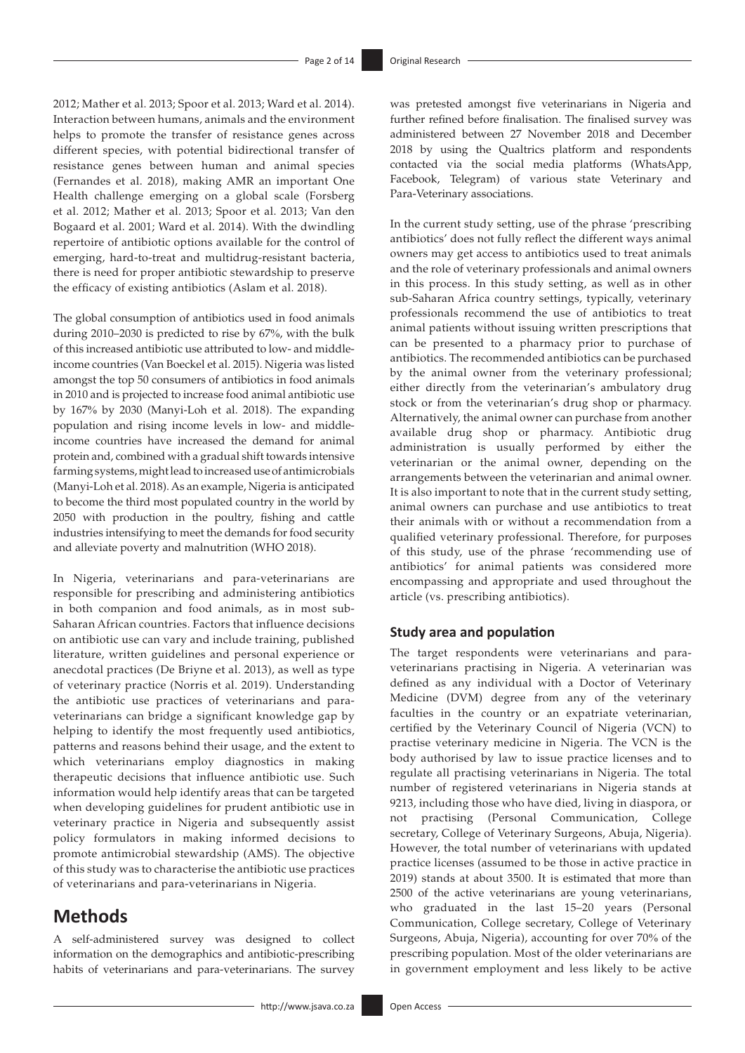2012; Mather et al. 2013; Spoor et al. 2013; Ward et al. 2014). Interaction between humans, animals and the environment helps to promote the transfer of resistance genes across different species, with potential bidirectional transfer of resistance genes between human and animal species (Fernandes et al. 2018), making AMR an important One Health challenge emerging on a global scale (Forsberg et al. 2012; Mather et al. 2013; Spoor et al. 2013; Van den Bogaard et al. 2001; Ward et al. 2014). With the dwindling repertoire of antibiotic options available for the control of emerging, hard-to-treat and multidrug-resistant bacteria, there is need for proper antibiotic stewardship to preserve the efficacy of existing antibiotics (Aslam et al. 2018).

The global consumption of antibiotics used in food animals during 2010–2030 is predicted to rise by 67%, with the bulk of this increased antibiotic use attributed to low- and middle-income countries (Van Boeckel et al. 2015). Nigeria was listed amongst the top 50 consumers of antibiotics in food animals in 2010 and is projected to increase food animal antibiotic use by 167% by 2030 (Manyi-Loh et al. 2018). The expanding population and rising income levels in low- and middle-income countries have increased the demand for animal protein and, combined with a gradual shift towards intensive farming systems, might lead to increased use of antimicrobials (Manyi-Loh et al. 2018). As an example, Nigeria is anticipated to become the third most populated country in the world by 2050 with production in the poultry, fishing and cattle industries intensifying to meet the demands for food security and alleviate poverty and malnutrition (WHO 2018).

In Nigeria, veterinarians and para-veterinarians are responsible for prescribing and administering antibiotics in both companion and food animals, as in most sub-Saharan African countries. Factors that influence decisions on antibiotic use can vary and include training, published literature, written guidelines and personal experience or anecdotal practices (De Briyne et al. 2013), as well as type of veterinary practice (Norris et al. 2019). Understanding the antibiotic use practices of veterinarians and para-veterinarians can bridge a significant knowledge gap by helping to identify the most frequently used antibiotics, patterns and reasons behind their usage, and the extent to which veterinarians employ diagnostics in making therapeutic decisions that influence antibiotic use. Such information would help identify areas that can be targeted when developing guidelines for prudent antibiotic use in veterinary practice in Nigeria and subsequently assist policy formulators in making informed decisions to promote antimicrobial stewardship (AMS). The objective of this study was to characterise the antibiotic use practices of veterinarians and para-veterinarians in Nigeria.

# Methods

A self-administered survey was designed to collect information on the demographics and antibiotic-prescribing habits of veterinarians and para-veterinarians. The survey was pretested amongst five veterinarians in Nigeria and further refined before finalisation. The finalised survey was administered between 27 November 2018 and December 2018 by using the Qualtrics platform and respondents contacted via the social media platforms (WhatsApp, Facebook, Telegram) of various state Veterinary and Para-Veterinary associations.

In the current study setting, use of the phrase 'prescribing antibiotics' does not fully reflect the different ways animal owners may get access to antibiotics used to treat animals and the role of veterinary professionals and animal owners in this process. In this study setting, as well as in other sub-Saharan Africa country settings, typically, veterinary professionals recommend the use of antibiotics to treat animal patients without issuing written prescriptions that can be presented to a pharmacy prior to purchase of antibiotics. The recommended antibiotics can be purchased by the animal owner from the veterinary professional; either directly from the veterinarian's ambulatory drug stock or from the veterinarian's drug shop or pharmacy. Alternatively, the animal owner can purchase from another available drug shop or pharmacy. Antibiotic drug administration is usually performed by either the veterinarian or the animal owner, depending on the arrangements between the veterinarian and animal owner. It is also important to note that in the current study setting, animal owners can purchase and use antibiotics to treat their animals with or without a recommendation from a qualified veterinary professional. Therefore, for purposes of this study, use of the phrase 'recommending use of antibiotics' for animal patients was considered more encompassing and appropriate and used throughout the article (vs. prescribing antibiotics).

## Study area and population

The target respondents were veterinarians and para-veterinarians practising in Nigeria. A veterinarian was defined as any individual with a Doctor of Veterinary Medicine (DVM) degree from any of the veterinary faculties in the country or an expatriate veterinarian, certified by the Veterinary Council of Nigeria (VCN) to practise veterinary medicine in Nigeria. The VCN is the body authorised by law to issue practice licenses and to regulate all practising veterinarians in Nigeria. The total number of registered veterinarians in Nigeria stands at 9213, including those who have died, living in diaspora, or not practising (Personal Communication, College secretary, College of Veterinary Surgeons, Abuja, Nigeria). However, the total number of veterinarians with updated practice licenses (assumed to be those in active practice in 2019) stands at about 3500. It is estimated that more than 2500 of the active veterinarians are young veterinarians, who graduated in the last 15–20 years (Personal Communication, College secretary, College of Veterinary Surgeons, Abuja, Nigeria), accounting for over 70% of the prescribing population. Most of the older veterinarians are in government employment and less likely to be active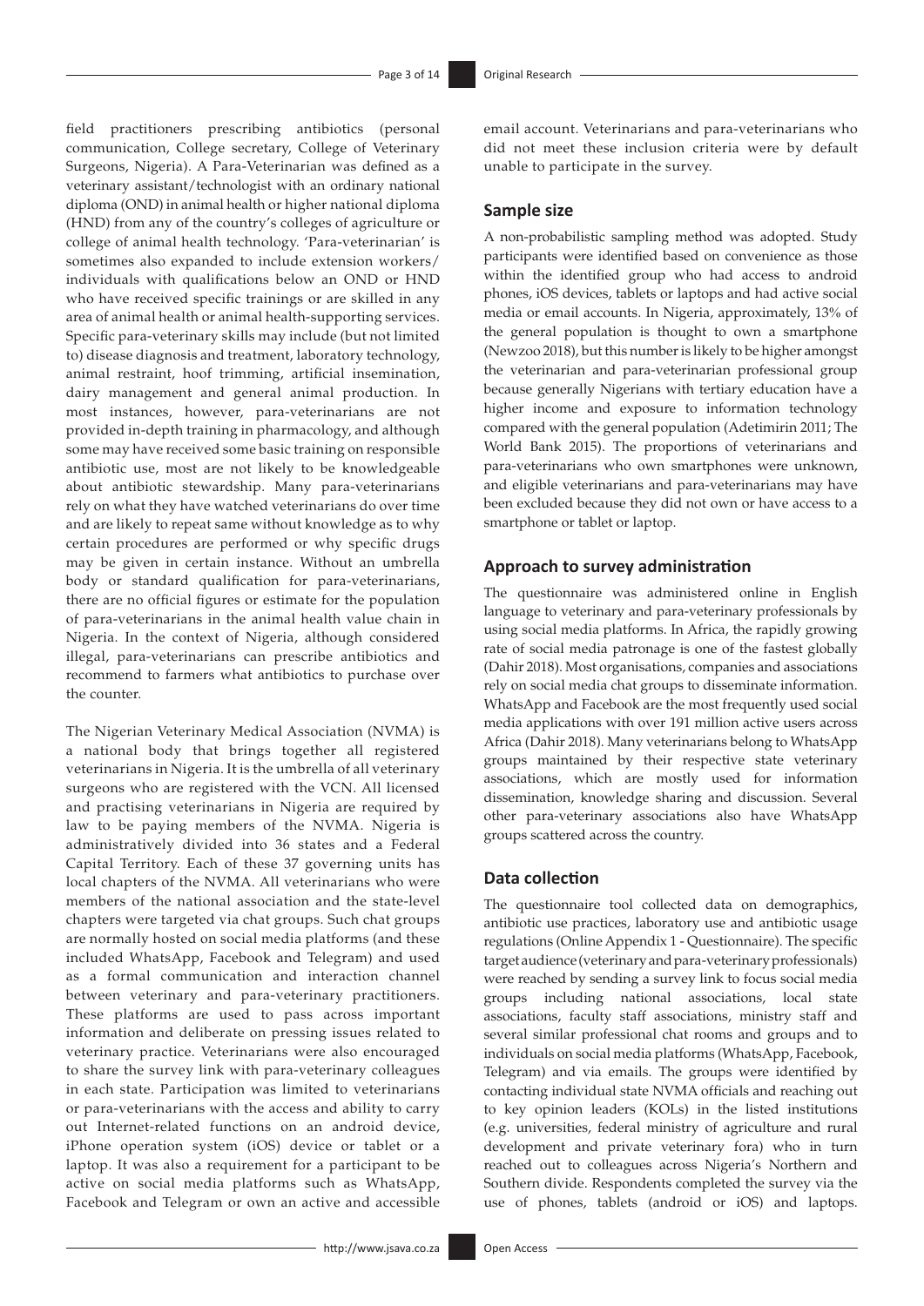field practitioners prescribing antibiotics (personal communication, College secretary, College of Veterinary Surgeons, Nigeria). A Para-Veterinarian was defined as a veterinary assistant/technologist with an ordinary national diploma (OND) in animal health or higher national diploma (HND) from any of the country's colleges of agriculture or college of animal health technology. 'Para-veterinarian' is sometimes also expanded to include extension workers/individuals with qualifications below an OND or HND who have received specific trainings or are skilled in any area of animal health or animal health-supporting services. Specific para-veterinary skills may include (but not limited to) disease diagnosis and treatment, laboratory technology, animal restraint, hoof trimming, artificial insemination, dairy management and general animal production. In most instances, however, para-veterinarians are not provided in-depth training in pharmacology, and although some may have received some basic training on responsible antibiotic use, most are not likely to be knowledgeable about antibiotic stewardship. Many para-veterinarians rely on what they have watched veterinarians do over time and are likely to repeat same without knowledge as to why certain procedures are performed or why specific drugs may be given in certain instance. Without an umbrella body or standard qualification for para-veterinarians, there are no official figures or estimate for the population of para-veterinarians in the animal health value chain in Nigeria. In the context of Nigeria, although considered illegal, para-veterinarians can prescribe antibiotics and recommend to farmers what antibiotics to purchase over the counter.

The Nigerian Veterinary Medical Association (NVMA) is a national body that brings together all registered veterinarians in Nigeria. It is the umbrella of all veterinary surgeons who are registered with the VCN. All licensed and practising veterinarians in Nigeria are required by law to be paying members of the NVMA. Nigeria is administratively divided into 36 states and a Federal Capital Territory. Each of these 37 governing units has local chapters of the NVMA. All veterinarians who were members of the national association and the state-level chapters were targeted via chat groups. Such chat groups are normally hosted on social media platforms (and these included WhatsApp, Facebook and Telegram) and used as a formal communication and interaction channel between veterinary and para-veterinary practitioners. These platforms are used to pass across important information and deliberate on pressing issues related to veterinary practice. Veterinarians were also encouraged to share the survey link with para-veterinary colleagues in each state. Participation was limited to veterinarians or para-veterinarians with the access and ability to carry out Internet-related functions on an android device, iPhone operation system (iOS) device or tablet or a laptop. It was also a requirement for a participant to be active on social media platforms such as WhatsApp, Facebook and Telegram or own an active and accessible email account. Veterinarians and para-veterinarians who did not meet these inclusion criteria were by default unable to participate in the survey.

## Sample size

A non-probabilistic sampling method was adopted. Study participants were identified based on convenience as those within the identified group who had access to android phones, iOS devices, tablets or laptops and had active social media or email accounts. In Nigeria, approximately, 13% of the general population is thought to own a smartphone (Newzoo 2018), but this number is likely to be higher amongst the veterinarian and para-veterinarian professional group because generally Nigerians with tertiary education have a higher income and exposure to information technology compared with the general population (Adetimirin 2011; The World Bank 2015). The proportions of veterinarians and para-veterinarians who own smartphones were unknown, and eligible veterinarians and para-veterinarians may have been excluded because they did not own or have access to a smartphone or tablet or laptop.

## Approach to survey administration

The questionnaire was administered online in English language to veterinary and para-veterinary professionals by using social media platforms. In Africa, the rapidly growing rate of social media patronage is one of the fastest globally (Dahir 2018). Most organisations, companies and associations rely on social media chat groups to disseminate information. WhatsApp and Facebook are the most frequently used social media applications with over 191 million active users across Africa (Dahir 2018). Many veterinarians belong to WhatsApp groups maintained by their respective state veterinary associations, which are mostly used for information dissemination, knowledge sharing and discussion. Several other para-veterinary associations also have WhatsApp groups scattered across the country.

## Data collection

The questionnaire tool collected data on demographics, antibiotic use practices, laboratory use and antibiotic usage regulations (Online Appendix 1 - Questionnaire). The specific target audience (veterinary and para-veterinary professionals) were reached by sending a survey link to focus social media groups including national associations, local state associations, faculty staff associations, ministry staff and several similar professional chat rooms and groups and to individuals on social media platforms (WhatsApp, Facebook, Telegram) and via emails. The groups were identified by contacting individual state NVMA officials and reaching out to key opinion leaders (KOLs) in the listed institutions (e.g. universities, federal ministry of agriculture and rural development and private veterinary fora) who in turn reached out to colleagues across Nigeria's Northern and Southern divide. Respondents completed the survey via the use of phones, tablets (android or iOS) and laptops.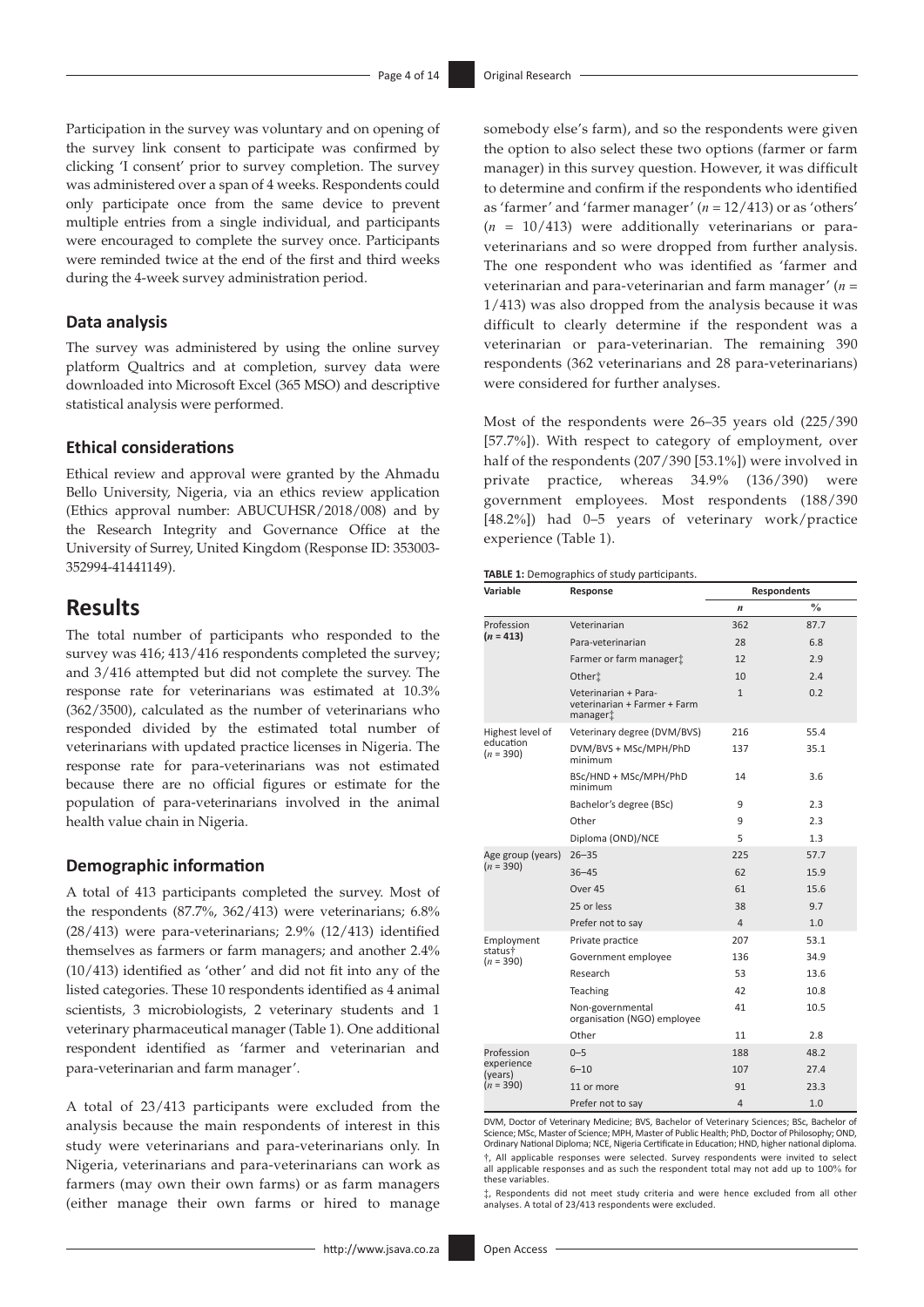Participation in the survey was voluntary and on opening of the survey link consent to participate was confirmed by clicking 'I consent' prior to survey completion. The survey was administered over a span of 4 weeks. Respondents could only participate once from the same device to prevent multiple entries from a single individual, and participants were encouraged to complete the survey once. Participants were reminded twice at the end of the first and third weeks during the 4-week survey administration period.

### Data analysis

The survey was administered by using the online survey platform Qualtrics and at completion, survey data were downloaded into Microsoft Excel (365 MSO) and descriptive statistical analysis were performed.

### Ethical considerations

Ethical review and approval were granted by the Ahmadu Bello University, Nigeria, via an ethics review application (Ethics approval number: ABUCUHSR/2018/008) and by the Research Integrity and Governance Office at the University of Surrey, United Kingdom (Response ID: 353003-352994-41441149).

## Results

The total number of participants who responded to the survey was 416; 413/416 respondents completed the survey; and 3/416 attempted but did not complete the survey. The response rate for veterinarians was estimated at 10.3% (362/3500), calculated as the number of veterinarians who responded divided by the estimated total number of veterinarians with updated practice licenses in Nigeria. The response rate for para-veterinarians was not estimated because there are no official figures or estimate for the population of para-veterinarians involved in the animal health value chain in Nigeria.

### Demographic information

A total of 413 participants completed the survey. Most of the respondents (87.7%, 362/413) were veterinarians; 6.8% (28/413) were para-veterinarians; 2.9% (12/413) identified themselves as farmers or farm managers; and another 2.4% (10/413) identified as 'other' and did not fit into any of the listed categories. These 10 respondents identified as 4 animal scientists, 3 microbiologists, 2 veterinary students and 1 veterinary pharmaceutical manager (Table 1). One additional respondent identified as 'farmer and veterinarian and para-veterinarian and farm manager'.

A total of 23/413 participants were excluded from the analysis because the main respondents of interest in this study were veterinarians and para-veterinarians only. In Nigeria, veterinarians and para-veterinarians can work as farmers (may own their own farms) or as farm managers (either manage their own farms or hired to manage somebody else's farm), and so the respondents were given the option to also select these two options (farmer or farm manager) in this survey question. However, it was difficult to determine and confirm if the respondents who identified as 'farmer' and 'farmer manager' (*n* = 12/413) or as 'others' (*n* = 10/413) were additionally veterinarians or para-veterinarians and so were dropped from further analysis. The one respondent who was identified as 'farmer and veterinarian and para-veterinarian and farm manager' (*n* = 1/413) was also dropped from the analysis because it was difficult to clearly determine if the respondent was a veterinarian or para-veterinarian. The remaining 390 respondents (362 veterinarians and 28 para-veterinarians) were considered for further analyses.

Most of the respondents were 26–35 years old (225/390 [57.7%]). With respect to category of employment, over half of the respondents (207/390 [53.1%]) were involved in private practice, whereas 34.9% (136/390) were government employees. Most respondents (188/390 [48.2%]) had 0–5 years of veterinary work/practice experience (Table 1).

**TABLE 1:** Demographics of study participants.

| Variable | Response | Respondents | |
|---|---|---|---|
| | | *n* | % |
| **Profession (*n* = 413)** | Veterinarian | 362 | 87.7 |
| | Para-veterinarian | 28 | 6.8 |
| | Farmer or farm manager‡ | 12 | 2.9 |
| | Other‡ | 10 | 2.4 |
| | Veterinarian + Para-veterinarian + Farmer + Farm manager‡ | 1 | 0.2 |
| Highest level of education (*n* = 390) | Veterinary degree (DVM/BVS) | 216 | 55.4 |
| | DVM/BVS + MSc/MPH/PhD minimum | 137 | 35.1 |
| | BSc/HND + MSc/MPH/PhD minimum | 14 | 3.6 |
| | Bachelor's degree (BSc) | 9 | 2.3 |
| | Other | 9 | 2.3 |
| | Diploma (OND)/NCE | 5 | 1.3 |
| Age group (years) (*n* = 390) | 26–35 | 225 | 57.7 |
| | 36–45 | 62 | 15.9 |
| | Over 45 | 61 | 15.6 |
| | 25 or less | 38 | 9.7 |
| | Prefer not to say | 4 | 1.0 |
| Employment status† (*n* = 390) | Private practice | 207 | 53.1 |
| | Government employee | 136 | 34.9 |
| | Research | 53 | 13.6 |
| | Teaching | 42 | 10.8 |
| | Non-governmental organisation (NGO) employee | 41 | 10.5 |
| | Other | 11 | 2.8 |
| Profession experience (years) (*n* = 390) | 0–5 | 188 | 48.2 |
| | 6–10 | 107 | 27.4 |
| | 11 or more | 91 | 23.3 |
| | Prefer not to say | 4 | 1.0 |

DVM, Doctor of Veterinary Medicine; BVS, Bachelor of Veterinary Sciences; BSc, Bachelor of Science; MSc, Master of Science; MPH, Master of Public Health; PhD, Doctor of Philosophy; OND, Ordinary National Diploma; NCE, Nigeria Certificate in Education; HND, higher national diploma.

†, All applicable responses were selected. Survey respondents were invited to select all applicable responses and as such the respondent total may not add up to 100% for these variables.

‡, Respondents did not meet study criteria and were hence excluded from all other analyses. A total of 23/413 respondents were excluded.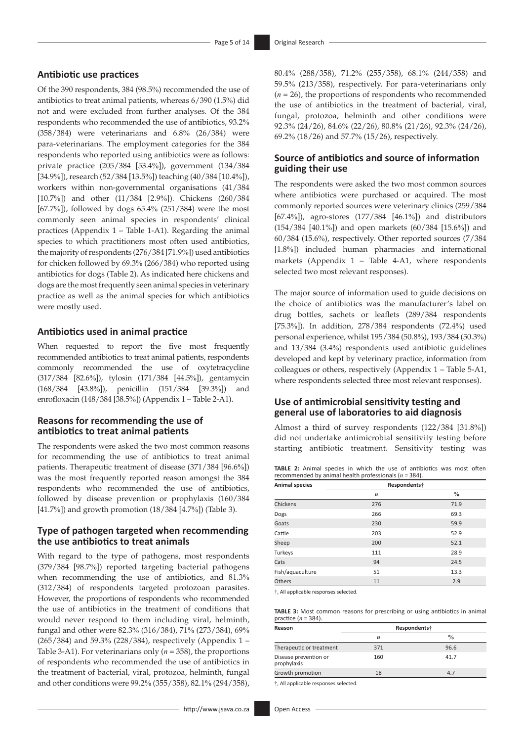## Antibiotic use practices

Of the 390 respondents, 384 (98.5%) recommended the use of antibiotics to treat animal patients, whereas 6/390 (1.5%) did not and were excluded from further analyses. Of the 384 respondents who recommended the use of antibiotics, 93.2% (358/384) were veterinarians and 6.8% (26/384) were para-veterinarians. The employment categories for the 384 respondents who reported using antibiotics were as follows: private practice (205/384 [53.4%]), government (134/384 [34.9%]), research (52/384 [13.5%]) teaching (40/384 [10.4%]), workers within non-governmental organisations (41/384 [10.7%]) and other (11/384 [2.9%]). Chickens (260/384 [67.7%]), followed by dogs 65.4% (251/384) were the most commonly seen animal species in respondents' clinical practices (Appendix 1 – Table 1-A1). Regarding the animal species to which practitioners most often used antibiotics, the majority of respondents (276/384 [71.9%]) used antibiotics for chicken followed by 69.3% (266/384) who reported using antibiotics for dogs (Table 2). As indicated here chickens and dogs are the most frequently seen animal species in veterinary practice as well as the animal species for which antibiotics were mostly used.

## Antibiotics used in animal practice

When requested to report the five most frequently recommended antibiotics to treat animal patients, respondents commonly recommended the use of oxytetracycline (317/384 [82.6%]), tylosin (171/384 [44.5%]), gentamycin (168/384 [43.8%]), penicillin (151/384 [39.3%]) and enrofloxacin (148/384 [38.5%]) (Appendix 1 – Table 2-A1).

## Reasons for recommending the use of antibiotics to treat animal patients

The respondents were asked the two most common reasons for recommending the use of antibiotics to treat animal patients. Therapeutic treatment of disease (371/384 [96.6%]) was the most frequently reported reason amongst the 384 respondents who recommended the use of antibiotics, followed by disease prevention or prophylaxis (160/384 [41.7%]) and growth promotion (18/384 [4.7%]) (Table 3).

## Type of pathogen targeted when recommending the use antibiotics to treat animals

With regard to the type of pathogens, most respondents (379/384 [98.7%]) reported targeting bacterial pathogens when recommending the use of antibiotics, and 81.3% (312/384) of respondents targeted protozoan parasites. However, the proportions of respondents who recommended the use of antibiotics in the treatment of conditions that would never respond to them including viral, helminth, fungal and other were 82.3% (316/384), 71% (273/384), 69% (265/384) and 59.3% (228/384), respectively (Appendix 1 – Table 3-A1). For veterinarians only ($n$ = 358), the proportions of respondents who recommended the use of antibiotics in the treatment of bacterial, viral, protozoa, helminth, fungal and other conditions were 99.2% (355/358), 82.1% (294/358), 80.4% (288/358), 71.2% (255/358), 68.1% (244/358) and 59.5% (213/358), respectively. For para-veterinarians only ($n$ = 26), the proportions of respondents who recommended the use of antibiotics in the treatment of bacterial, viral, fungal, protozoa, helminth and other conditions were 92.3% (24/26), 84.6% (22/26), 80.8% (21/26), 92.3% (24/26), 69.2% (18/26) and 57.7% (15/26), respectively.

## Source of antibiotics and source of information guiding their use

The respondents were asked the two most common sources where antibiotics were purchased or acquired. The most commonly reported sources were veterinary clinics (259/384 [67.4%]), agro-stores (177/384 [46.1%]) and distributors (154/384 [40.1%]) and open markets (60/384 [15.6%]) and 60/384 (15.6%), respectively. Other reported sources (7/384 [1.8%]) included human pharmacies and international markets (Appendix 1 – Table 4-A1, where respondents selected two most relevant responses).

The major source of information used to guide decisions on the choice of antibiotics was the manufacturer's label on drug bottles, sachets or leaflets (289/384 respondents [75.3%]). In addition, 278/384 respondents (72.4%) used personal experience, whilst 195/384 (50.8%), 193/384 (50.3%) and 13/384 (3.4%) respondents used antibiotic guidelines developed and kept by veterinary practice, information from colleagues or others, respectively (Appendix 1 – Table 5-A1, where respondents selected three most relevant responses).

## Use of antimicrobial sensitivity testing and general use of laboratories to aid diagnosis

Almost a third of survey respondents (122/384 [31.8%]) did not undertake antimicrobial sensitivity testing before starting antibiotic treatment. Sensitivity testing was

**TABLE 2:** Animal species in which the use of antibiotics was most often recommended by animal health professionals ($n$ = 384).

| Animal species | Respondents† | |
|---|---|---|
| | *n* | % |
| Chickens | 276 | 71.9 |
| Dogs | 266 | 69.3 |
| Goats | 230 | 59.9 |
| Cattle | 203 | 52.9 |
| Sheep | 200 | 52.1 |
| Turkeys | 111 | 28.9 |
| Cats | 94 | 24.5 |
| Fish/aquaculture | 51 | 13.3 |
| Others | 11 | 2.9 |

†, All applicable responses selected.

**TABLE 3:** Most common reasons for prescribing or using antibiotics in animal practice ($n$ = 384).

| Reason | Respondents† | |
|---|---|---|
| | *n* | % |
| Therapeutic or treatment | 371 | 96.6 |
| Disease prevention or prophylaxis | 160 | 41.7 |
| Growth promotion | 18 | 4.7 |

†, All applicable responses selected.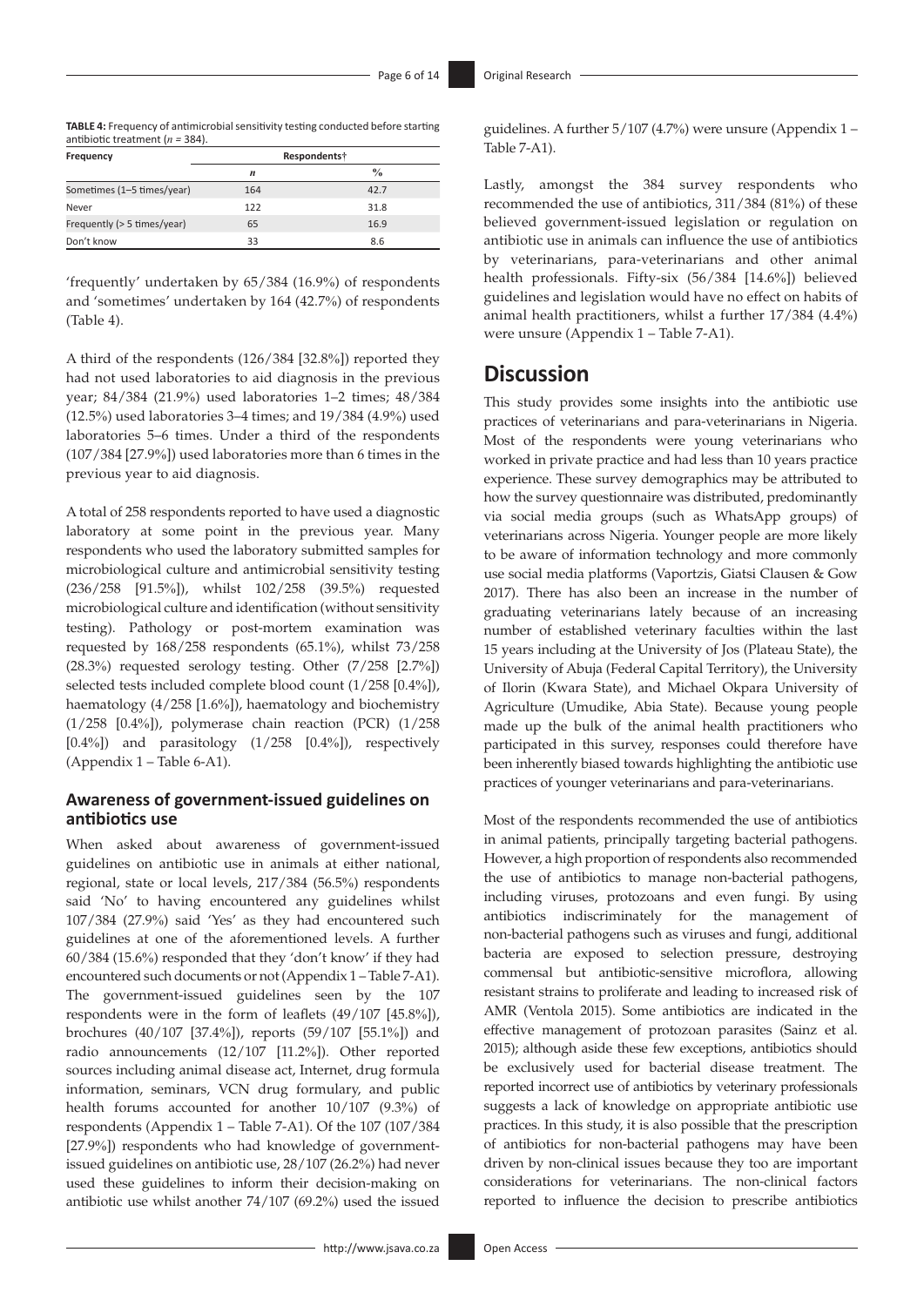**TABLE 4:** Frequency of antimicrobial sensitivity testing conducted before starting antibiotic treatment ($n$ = 384).

| Frequency | Respondents† | |
|---|---|---|
| | *n* | % |
| Sometimes (1–5 times/year) | 164 | 42.7 |
| Never | 122 | 31.8 |
| Frequently (> 5 times/year) | 65 | 16.9 |
| Don't know | 33 | 8.6 |

'frequently' undertaken by 65/384 (16.9%) of respondents and 'sometimes' undertaken by 164 (42.7%) of respondents (Table 4).

A third of the respondents (126/384 [32.8%]) reported they had not used laboratories to aid diagnosis in the previous year; 84/384 (21.9%) used laboratories 1–2 times; 48/384 (12.5%) used laboratories 3–4 times; and 19/384 (4.9%) used laboratories 5–6 times. Under a third of the respondents (107/384 [27.9%]) used laboratories more than 6 times in the previous year to aid diagnosis.

A total of 258 respondents reported to have used a diagnostic laboratory at some point in the previous year. Many respondents who used the laboratory submitted samples for microbiological culture and antimicrobial sensitivity testing (236/258 [91.5%]), whilst 102/258 (39.5%) requested microbiological culture and identification (without sensitivity testing). Pathology or post-mortem examination was requested by 168/258 respondents (65.1%), whilst 73/258 (28.3%) requested serology testing. Other (7/258 [2.7%]) selected tests included complete blood count (1/258 [0.4%]), haematology (4/258 [1.6%]), haematology and biochemistry (1/258 [0.4%]), polymerase chain reaction (PCR) (1/258 [0.4%]) and parasitology (1/258 [0.4%]), respectively (Appendix 1 – Table 6-A1).

### Awareness of government-issued guidelines on antibiotics use

When asked about awareness of government-issued guidelines on antibiotic use in animals at either national, regional, state or local levels, 217/384 (56.5%) respondents said 'No' to having encountered any guidelines whilst 107/384 (27.9%) said 'Yes' as they had encountered such guidelines at one of the aforementioned levels. A further 60/384 (15.6%) responded that they 'don't know' if they had encountered such documents or not (Appendix 1 – Table 7-A1). The government-issued guidelines seen by the 107 respondents were in the form of leaflets (49/107 [45.8%]), brochures (40/107 [37.4%]), reports (59/107 [55.1%]) and radio announcements (12/107 [11.2%]). Other reported sources including animal disease act, Internet, drug formula information, seminars, VCN drug formulary, and public health forums accounted for another 10/107 (9.3%) of respondents (Appendix 1 – Table 7-A1). Of the 107 (107/384 [27.9%]) respondents who had knowledge of government-issued guidelines on antibiotic use, 28/107 (26.2%) had never used these guidelines to inform their decision-making on antibiotic use whilst another 74/107 (69.2%) used the issued guidelines. A further 5/107 (4.7%) were unsure (Appendix 1 – Table 7-A1).

Lastly, amongst the 384 survey respondents who recommended the use of antibiotics, 311/384 (81%) of these believed government-issued legislation or regulation on antibiotic use in animals can influence the use of antibiotics by veterinarians, para-veterinarians and other animal health professionals. Fifty-six (56/384 [14.6%]) believed guidelines and legislation would have no effect on habits of animal health practitioners, whilst a further 17/384 (4.4%) were unsure (Appendix 1 – Table 7-A1).

## Discussion

This study provides some insights into the antibiotic use practices of veterinarians and para-veterinarians in Nigeria. Most of the respondents were young veterinarians who worked in private practice and had less than 10 years practice experience. These survey demographics may be attributed to how the survey questionnaire was distributed, predominantly via social media groups (such as WhatsApp groups) of veterinarians across Nigeria. Younger people are more likely to be aware of information technology and more commonly use social media platforms (Vaportzis, Giatsi Clausen & Gow 2017). There has also been an increase in the number of graduating veterinarians lately because of an increasing number of established veterinary faculties within the last 15 years including at the University of Jos (Plateau State), the University of Abuja (Federal Capital Territory), the University of Ilorin (Kwara State), and Michael Okpara University of Agriculture (Umudike, Abia State). Because young people made up the bulk of the animal health practitioners who participated in this survey, responses could therefore have been inherently biased towards highlighting the antibiotic use practices of younger veterinarians and para-veterinarians.

Most of the respondents recommended the use of antibiotics in animal patients, principally targeting bacterial pathogens. However, a high proportion of respondents also recommended the use of antibiotics to manage non-bacterial pathogens, including viruses, protozoans and even fungi. By using antibiotics indiscriminately for the management of non-bacterial pathogens such as viruses and fungi, additional bacteria are exposed to selection pressure, destroying commensal but antibiotic-sensitive microflora, allowing resistant strains to proliferate and leading to increased risk of AMR (Ventola 2015). Some antibiotics are indicated in the effective management of protozoan parasites (Sainz et al. 2015); although aside these few exceptions, antibiotics should be exclusively used for bacterial disease treatment. The reported incorrect use of antibiotics by veterinary professionals suggests a lack of knowledge on appropriate antibiotic use practices. In this study, it is also possible that the prescription of antibiotics for non-bacterial pathogens may have been driven by non-clinical issues because they too are important considerations for veterinarians. The non-clinical factors reported to influence the decision to prescribe antibiotics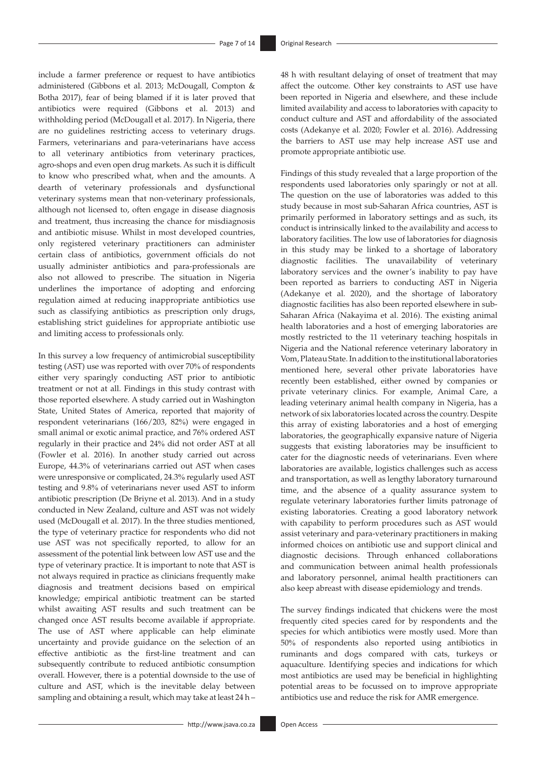include a farmer preference or request to have antibiotics administered (Gibbons et al. 2013; McDougall, Compton & Botha 2017), fear of being blamed if it is later proved that antibiotics were required (Gibbons et al. 2013) and withholding period (McDougall et al. 2017). In Nigeria, there are no guidelines restricting access to veterinary drugs. Farmers, veterinarians and para-veterinarians have access to all veterinary antibiotics from veterinary practices, agro-shops and even open drug markets. As such it is difficult to know who prescribed what, when and the amounts. A dearth of veterinary professionals and dysfunctional veterinary systems mean that non-veterinary professionals, although not licensed to, often engage in disease diagnosis and treatment, thus increasing the chance for misdiagnosis and antibiotic misuse. Whilst in most developed countries, only registered veterinary practitioners can administer certain class of antibiotics, government officials do not usually administer antibiotics and para-professionals are also not allowed to prescribe. The situation in Nigeria underlines the importance of adopting and enforcing regulation aimed at reducing inappropriate antibiotics use such as classifying antibiotics as prescription only drugs, establishing strict guidelines for appropriate antibiotic use and limiting access to professionals only.

In this survey a low frequency of antimicrobial susceptibility testing (AST) use was reported with over 70% of respondents either very sparingly conducting AST prior to antibiotic treatment or not at all. Findings in this study contrast with those reported elsewhere. A study carried out in Washington State, United States of America, reported that majority of respondent veterinarians (166/203, 82%) were engaged in small animal or exotic animal practice, and 76% ordered AST regularly in their practice and 24% did not order AST at all (Fowler et al. 2016). In another study carried out across Europe, 44.3% of veterinarians carried out AST when cases were unresponsive or complicated, 24.3% regularly used AST testing and 9.8% of veterinarians never used AST to inform antibiotic prescription (De Briyne et al. 2013). And in a study conducted in New Zealand, culture and AST was not widely used (McDougall et al. 2017). In the three studies mentioned, the type of veterinary practice for respondents who did not use AST was not specifically reported, to allow for an assessment of the potential link between low AST use and the type of veterinary practice. It is important to note that AST is not always required in practice as clinicians frequently make diagnosis and treatment decisions based on empirical knowledge; empirical antibiotic treatment can be started whilst awaiting AST results and such treatment can be changed once AST results become available if appropriate. The use of AST where applicable can help eliminate uncertainty and provide guidance on the selection of an effective antibiotic as the first-line treatment and can subsequently contribute to reduced antibiotic consumption overall. However, there is a potential downside to the use of culture and AST, which is the inevitable delay between sampling and obtaining a result, which may take at least 24 h – 48 h with resultant delaying of onset of treatment that may affect the outcome. Other key constraints to AST use have been reported in Nigeria and elsewhere, and these include limited availability and access to laboratories with capacity to conduct culture and AST and affordability of the associated costs (Adekanye et al. 2020; Fowler et al. 2016). Addressing the barriers to AST use may help increase AST use and promote appropriate antibiotic use.

Findings of this study revealed that a large proportion of the respondents used laboratories only sparingly or not at all. The question on the use of laboratories was added to this study because in most sub-Saharan Africa countries, AST is primarily performed in laboratory settings and as such, its conduct is intrinsically linked to the availability and access to laboratory facilities. The low use of laboratories for diagnosis in this study may be linked to a shortage of laboratory diagnostic facilities. The unavailability of veterinary laboratory services and the owner's inability to pay have been reported as barriers to conducting AST in Nigeria (Adekanye et al. 2020), and the shortage of laboratory diagnostic facilities has also been reported elsewhere in sub-Saharan Africa (Nakayima et al. 2016). The existing animal health laboratories and a host of emerging laboratories are mostly restricted to the 11 veterinary teaching hospitals in Nigeria and the National reference veterinary laboratory in Vom, Plateau State. In addition to the institutional laboratories mentioned here, several other private laboratories have recently been established, either owned by companies or private veterinary clinics. For example, Animal Care, a leading veterinary animal health company in Nigeria, has a network of six laboratories located across the country. Despite this array of existing laboratories and a host of emerging laboratories, the geographically expansive nature of Nigeria suggests that existing laboratories may be insufficient to cater for the diagnostic needs of veterinarians. Even where laboratories are available, logistics challenges such as access and transportation, as well as lengthy laboratory turnaround time, and the absence of a quality assurance system to regulate veterinary laboratories further limits patronage of existing laboratories. Creating a good laboratory network with capability to perform procedures such as AST would assist veterinary and para-veterinary practitioners in making informed choices on antibiotic use and support clinical and diagnostic decisions. Through enhanced collaborations and communication between animal health professionals and laboratory personnel, animal health practitioners can also keep abreast with disease epidemiology and trends.

The survey findings indicated that chickens were the most frequently cited species cared for by respondents and the species for which antibiotics were mostly used. More than 50% of respondents also reported using antibiotics in ruminants and dogs compared with cats, turkeys or aquaculture. Identifying species and indications for which most antibiotics are used may be beneficial in highlighting potential areas to be focussed on to improve appropriate antibiotics use and reduce the risk for AMR emergence.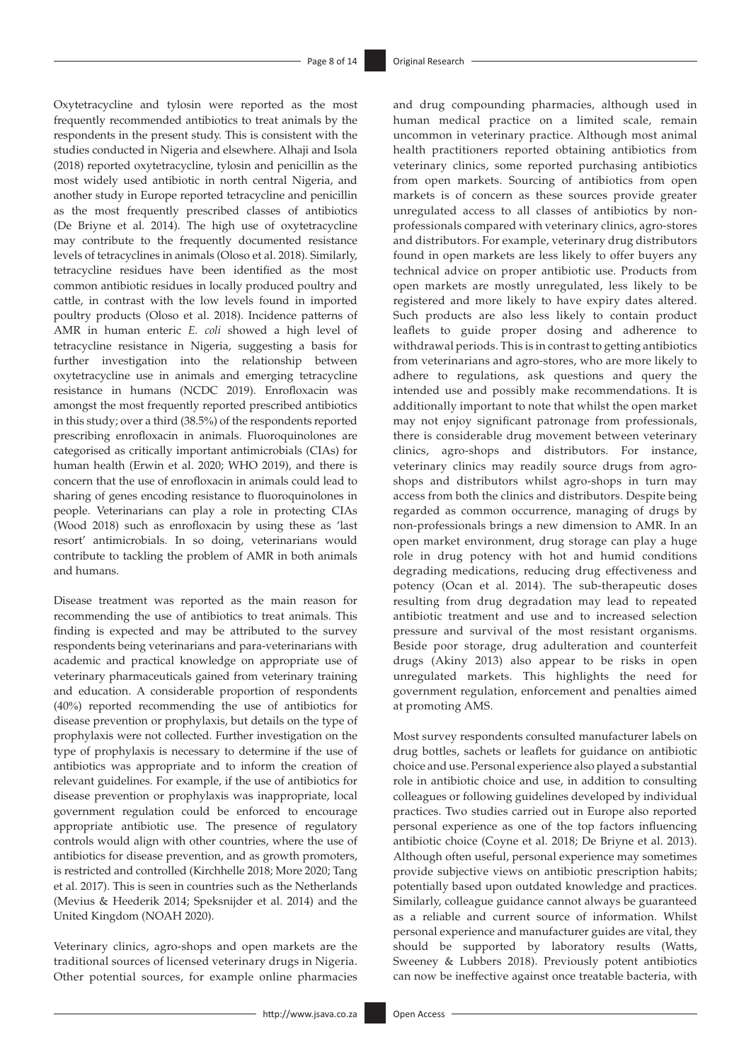Oxytetracycline and tylosin were reported as the most frequently recommended antibiotics to treat animals by the respondents in the present study. This is consistent with the studies conducted in Nigeria and elsewhere. Alhaji and Isola (2018) reported oxytetracycline, tylosin and penicillin as the most widely used antibiotic in north central Nigeria, and another study in Europe reported tetracycline and penicillin as the most frequently prescribed classes of antibiotics (De Briyne et al. 2014). The high use of oxytetracycline may contribute to the frequently documented resistance levels of tetracyclines in animals (Oloso et al. 2018). Similarly, tetracycline residues have been identified as the most common antibiotic residues in locally produced poultry and cattle, in contrast with the low levels found in imported poultry products (Oloso et al. 2018). Incidence patterns of AMR in human enteric *E. coli* showed a high level of tetracycline resistance in Nigeria, suggesting a basis for further investigation into the relationship between oxytetracycline use in animals and emerging tetracycline resistance in humans (NCDC 2019). Enrofloxacin was amongst the most frequently reported prescribed antibiotics in this study; over a third (38.5%) of the respondents reported prescribing enrofloxacin in animals. Fluoroquinolones are categorised as critically important antimicrobials (CIAs) for human health (Erwin et al. 2020; WHO 2019), and there is concern that the use of enrofloxacin in animals could lead to sharing of genes encoding resistance to fluoroquinolones in people. Veterinarians can play a role in protecting CIAs (Wood 2018) such as enrofloxacin by using these as 'last resort' antimicrobials. In so doing, veterinarians would contribute to tackling the problem of AMR in both animals and humans.

Disease treatment was reported as the main reason for recommending the use of antibiotics to treat animals. This finding is expected and may be attributed to the survey respondents being veterinarians and para-veterinarians with academic and practical knowledge on appropriate use of veterinary pharmaceuticals gained from veterinary training and education. A considerable proportion of respondents (40%) reported recommending the use of antibiotics for disease prevention or prophylaxis, but details on the type of prophylaxis were not collected. Further investigation on the type of prophylaxis is necessary to determine if the use of antibiotics was appropriate and to inform the creation of relevant guidelines. For example, if the use of antibiotics for disease prevention or prophylaxis was inappropriate, local government regulation could be enforced to encourage appropriate antibiotic use. The presence of regulatory controls would align with other countries, where the use of antibiotics for disease prevention, and as growth promoters, is restricted and controlled (Kirchhelle 2018; More 2020; Tang et al. 2017). This is seen in countries such as the Netherlands (Mevius & Heederik 2014; Speksnijder et al. 2014) and the United Kingdom (NOAH 2020).

Veterinary clinics, agro-shops and open markets are the traditional sources of licensed veterinary drugs in Nigeria. Other potential sources, for example online pharmacies and drug compounding pharmacies, although used in human medical practice on a limited scale, remain uncommon in veterinary practice. Although most animal health practitioners reported obtaining antibiotics from veterinary clinics, some reported purchasing antibiotics from open markets. Sourcing of antibiotics from open markets is of concern as these sources provide greater unregulated access to all classes of antibiotics by non-professionals compared with veterinary clinics, agro-stores and distributors. For example, veterinary drug distributors found in open markets are less likely to offer buyers any technical advice on proper antibiotic use. Products from open markets are mostly unregulated, less likely to be registered and more likely to have expiry dates altered. Such products are also less likely to contain product leaflets to guide proper dosing and adherence to withdrawal periods. This is in contrast to getting antibiotics from veterinarians and agro-stores, who are more likely to adhere to regulations, ask questions and query the intended use and possibly make recommendations. It is additionally important to note that whilst the open market may not enjoy significant patronage from professionals, there is considerable drug movement between veterinary clinics, agro-shops and distributors. For instance, veterinary clinics may readily source drugs from agro-shops and distributors whilst agro-shops in turn may access from both the clinics and distributors. Despite being regarded as common occurrence, managing of drugs by non-professionals brings a new dimension to AMR. In an open market environment, drug storage can play a huge role in drug potency with hot and humid conditions degrading medications, reducing drug effectiveness and potency (Ocan et al. 2014). The sub-therapeutic doses resulting from drug degradation may lead to repeated antibiotic treatment and use and to increased selection pressure and survival of the most resistant organisms. Beside poor storage, drug adulteration and counterfeit drugs (Akiny 2013) also appear to be risks in open unregulated markets. This highlights the need for government regulation, enforcement and penalties aimed at promoting AMS.

Most survey respondents consulted manufacturer labels on drug bottles, sachets or leaflets for guidance on antibiotic choice and use. Personal experience also played a substantial role in antibiotic choice and use, in addition to consulting colleagues or following guidelines developed by individual practices. Two studies carried out in Europe also reported personal experience as one of the top factors influencing antibiotic choice (Coyne et al. 2018; De Briyne et al. 2013). Although often useful, personal experience may sometimes provide subjective views on antibiotic prescription habits; potentially based upon outdated knowledge and practices. Similarly, colleague guidance cannot always be guaranteed as a reliable and current source of information. Whilst personal experience and manufacturer guides are vital, they should be supported by laboratory results (Watts, Sweeney & Lubbers 2018). Previously potent antibiotics can now be ineffective against once treatable bacteria, with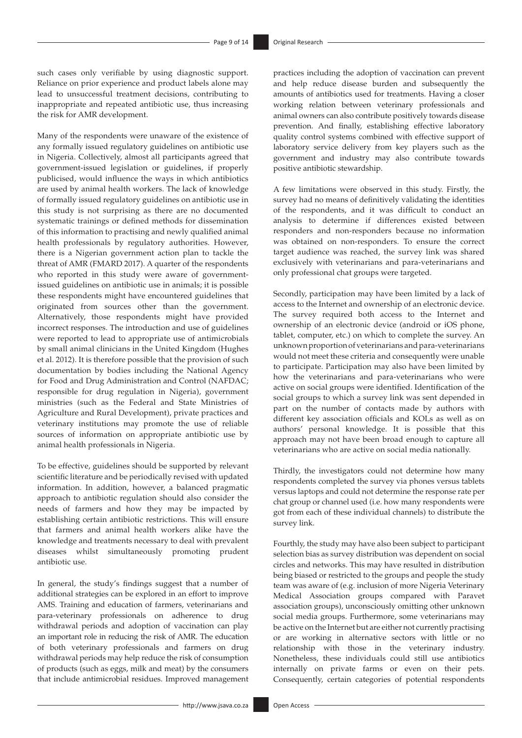such cases only verifiable by using diagnostic support. Reliance on prior experience and product labels alone may lead to unsuccessful treatment decisions, contributing to inappropriate and repeated antibiotic use, thus increasing the risk for AMR development.

Many of the respondents were unaware of the existence of any formally issued regulatory guidelines on antibiotic use in Nigeria. Collectively, almost all participants agreed that government-issued legislation or guidelines, if properly publicised, would influence the ways in which antibiotics are used by animal health workers. The lack of knowledge of formally issued regulatory guidelines on antibiotic use in this study is not surprising as there are no documented systematic trainings or defined methods for dissemination of this information to practising and newly qualified animal health professionals by regulatory authorities. However, there is a Nigerian government action plan to tackle the threat of AMR (FMARD 2017). A quarter of the respondents who reported in this study were aware of government-issued guidelines on antibiotic use in animals; it is possible these respondents might have encountered guidelines that originated from sources other than the government. Alternatively, those respondents might have provided incorrect responses. The introduction and use of guidelines were reported to lead to appropriate use of antimicrobials by small animal clinicians in the United Kingdom (Hughes et al. 2012). It is therefore possible that the provision of such documentation by bodies including the National Agency for Food and Drug Administration and Control (NAFDAC; responsible for drug regulation in Nigeria), government ministries (such as the Federal and State Ministries of Agriculture and Rural Development), private practices and veterinary institutions may promote the use of reliable sources of information on appropriate antibiotic use by animal health professionals in Nigeria.

To be effective, guidelines should be supported by relevant scientific literature and be periodically revised with updated information. In addition, however, a balanced pragmatic approach to antibiotic regulation should also consider the needs of farmers and how they may be impacted by establishing certain antibiotic restrictions. This will ensure that farmers and animal health workers alike have the knowledge and treatments necessary to deal with prevalent diseases whilst simultaneously promoting prudent antibiotic use.

In general, the study's findings suggest that a number of additional strategies can be explored in an effort to improve AMS. Training and education of farmers, veterinarians and para-veterinary professionals on adherence to drug withdrawal periods and adoption of vaccination can play an important role in reducing the risk of AMR. The education of both veterinary professionals and farmers on drug withdrawal periods may help reduce the risk of consumption of products (such as eggs, milk and meat) by the consumers that include antimicrobial residues. Improved management practices including the adoption of vaccination can prevent and help reduce disease burden and subsequently the amounts of antibiotics used for treatments. Having a closer working relation between veterinary professionals and animal owners can also contribute positively towards disease prevention. And finally, establishing effective laboratory quality control systems combined with effective support of laboratory service delivery from key players such as the government and industry may also contribute towards positive antibiotic stewardship.

A few limitations were observed in this study. Firstly, the survey had no means of definitively validating the identities of the respondents, and it was difficult to conduct an analysis to determine if differences existed between responders and non-responders because no information was obtained on non-responders. To ensure the correct target audience was reached, the survey link was shared exclusively with veterinarians and para-veterinarians and only professional chat groups were targeted.

Secondly, participation may have been limited by a lack of access to the Internet and ownership of an electronic device. The survey required both access to the Internet and ownership of an electronic device (android or iOS phone, tablet, computer, etc.) on which to complete the survey. An unknown proportion of veterinarians and para-veterinarians would not meet these criteria and consequently were unable to participate. Participation may also have been limited by how the veterinarians and para-veterinarians who were active on social groups were identified. Identification of the social groups to which a survey link was sent depended in part on the number of contacts made by authors with different key association officials and KOLs as well as on authors' personal knowledge. It is possible that this approach may not have been broad enough to capture all veterinarians who are active on social media nationally.

Thirdly, the investigators could not determine how many respondents completed the survey via phones versus tablets versus laptops and could not determine the response rate per chat group or channel used (i.e. how many respondents were got from each of these individual channels) to distribute the survey link.

Fourthly, the study may have also been subject to participant selection bias as survey distribution was dependent on social circles and networks. This may have resulted in distribution being biased or restricted to the groups and people the study team was aware of (e.g. inclusion of more Nigeria Veterinary Medical Association groups compared with Paravet association groups), unconsciously omitting other unknown social media groups. Furthermore, some veterinarians may be active on the Internet but are either not currently practising or are working in alternative sectors with little or no relationship with those in the veterinary industry. Nonetheless, these individuals could still use antibiotics internally on private farms or even on their pets. Consequently, certain categories of potential respondents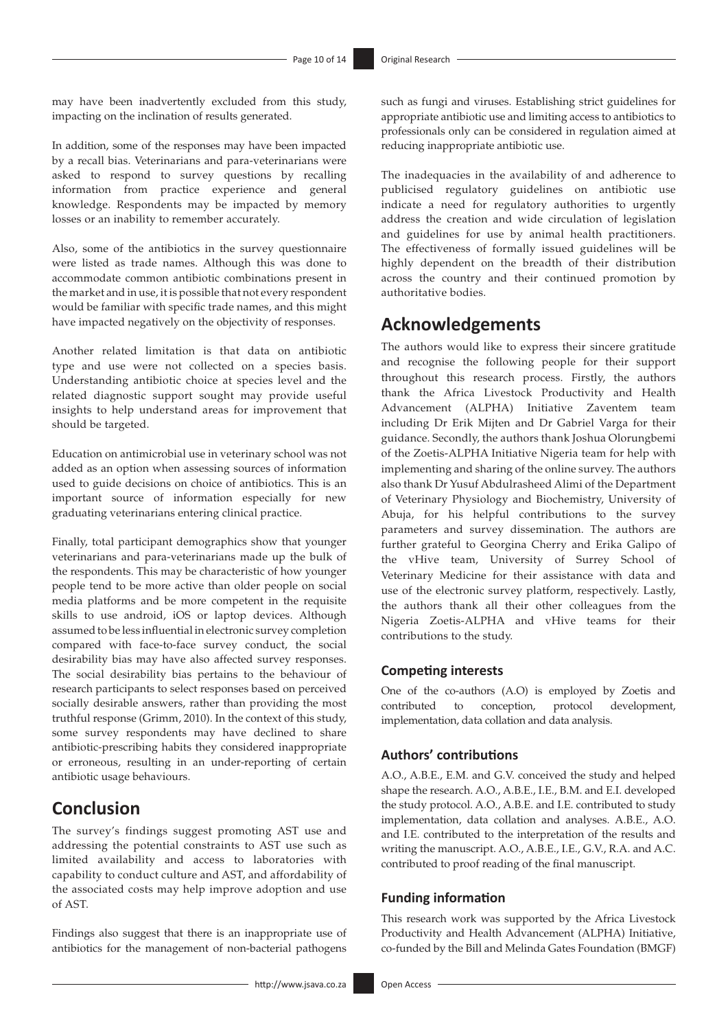may have been inadvertently excluded from this study, impacting on the inclination of results generated.

In addition, some of the responses may have been impacted by a recall bias. Veterinarians and para-veterinarians were asked to respond to survey questions by recalling information from practice experience and general knowledge. Respondents may be impacted by memory losses or an inability to remember accurately.

Also, some of the antibiotics in the survey questionnaire were listed as trade names. Although this was done to accommodate common antibiotic combinations present in the market and in use, it is possible that not every respondent would be familiar with specific trade names, and this might have impacted negatively on the objectivity of responses.

Another related limitation is that data on antibiotic type and use were not collected on a species basis. Understanding antibiotic choice at species level and the related diagnostic support sought may provide useful insights to help understand areas for improvement that should be targeted.

Education on antimicrobial use in veterinary school was not added as an option when assessing sources of information used to guide decisions on choice of antibiotics. This is an important source of information especially for new graduating veterinarians entering clinical practice.

Finally, total participant demographics show that younger veterinarians and para-veterinarians made up the bulk of the respondents. This may be characteristic of how younger people tend to be more active than older people on social media platforms and be more competent in the requisite skills to use android, iOS or laptop devices. Although assumed to be less influential in electronic survey completion compared with face-to-face survey conduct, the social desirability bias may have also affected survey responses. The social desirability bias pertains to the behaviour of research participants to select responses based on perceived socially desirable answers, rather than providing the most truthful response (Grimm, 2010). In the context of this study, some survey respondents may have declined to share antibiotic-prescribing habits they considered inappropriate or erroneous, resulting in an under-reporting of certain antibiotic usage behaviours.

## Conclusion

The survey's findings suggest promoting AST use and addressing the potential constraints to AST use such as limited availability and access to laboratories with capability to conduct culture and AST, and affordability of the associated costs may help improve adoption and use of AST.

Findings also suggest that there is an inappropriate use of antibiotics for the management of non-bacterial pathogens such as fungi and viruses. Establishing strict guidelines for appropriate antibiotic use and limiting access to antibiotics to professionals only can be considered in regulation aimed at reducing inappropriate antibiotic use.

The inadequacies in the availability of and adherence to publicised regulatory guidelines on antibiotic use indicate a need for regulatory authorities to urgently address the creation and wide circulation of legislation and guidelines for use by animal health practitioners. The effectiveness of formally issued guidelines will be highly dependent on the breadth of their distribution across the country and their continued promotion by authoritative bodies.

## Acknowledgements

The authors would like to express their sincere gratitude and recognise the following people for their support throughout this research process. Firstly, the authors thank the Africa Livestock Productivity and Health Advancement (ALPHA) Initiative Zaventem team including Dr Erik Mijten and Dr Gabriel Varga for their guidance. Secondly, the authors thank Joshua Olorungbemi of the Zoetis-ALPHA Initiative Nigeria team for help with implementing and sharing of the online survey. The authors also thank Dr Yusuf Abdulrasheed Alimi of the Department of Veterinary Physiology and Biochemistry, University of Abuja, for his helpful contributions to the survey parameters and survey dissemination. The authors are further grateful to Georgina Cherry and Erika Galipo of the vHive team, University of Surrey School of Veterinary Medicine for their assistance with data and use of the electronic survey platform, respectively. Lastly, the authors thank all their other colleagues from the Nigeria Zoetis-ALPHA and vHive teams for their contributions to the study.

### Competing interests

One of the co-authors (A.O) is employed by Zoetis and contributed to conception, protocol development, implementation, data collation and data analysis.

### Authors' contributions

A.O., A.B.E., E.M. and G.V. conceived the study and helped shape the research. A.O., A.B.E., I.E., B.M. and E.I. developed the study protocol. A.O., A.B.E. and I.E. contributed to study implementation, data collation and analyses. A.B.E., A.O. and I.E. contributed to the interpretation of the results and writing the manuscript. A.O., A.B.E., I.E., G.V., R.A. and A.C. contributed to proof reading of the final manuscript.

### Funding information

This research work was supported by the Africa Livestock Productivity and Health Advancement (ALPHA) Initiative, co-funded by the Bill and Melinda Gates Foundation (BMGF)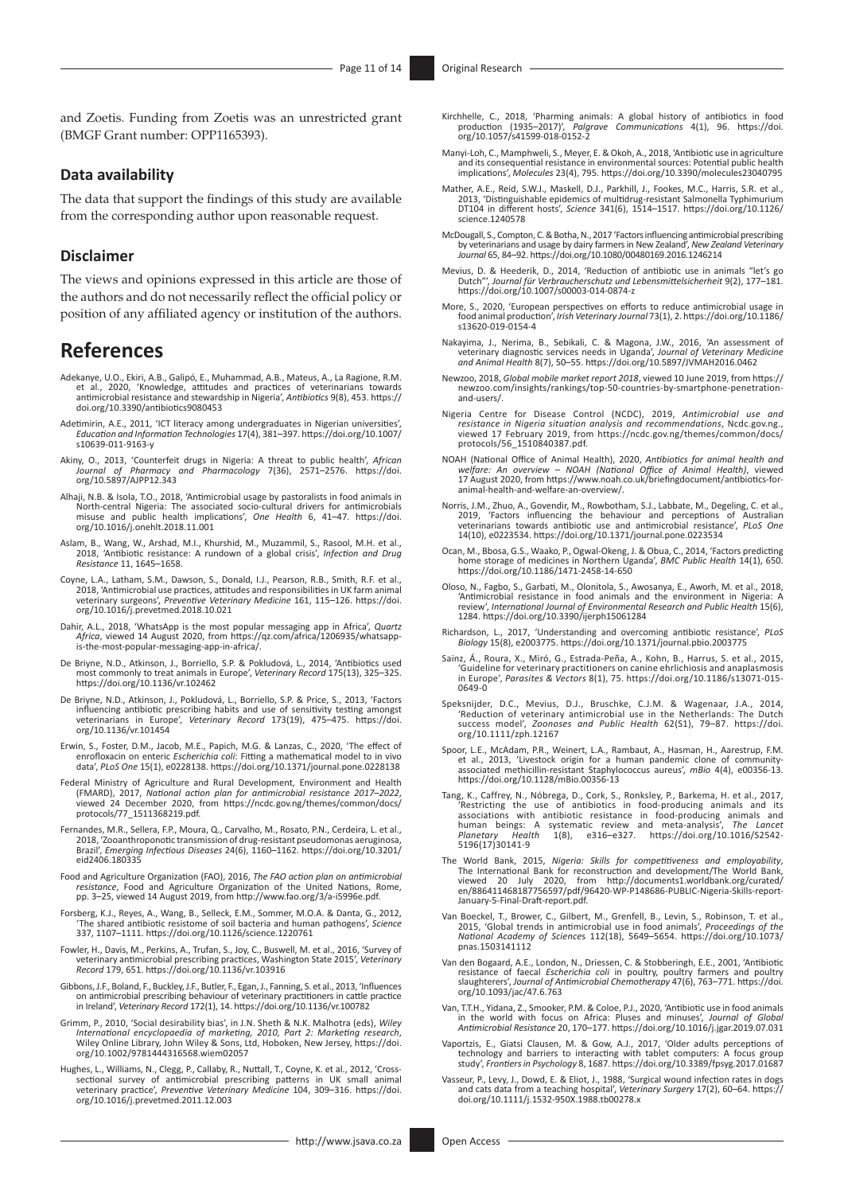and Zoetis. Funding from Zoetis was an unrestricted grant (BMGF Grant number: OPP1165393).

### Data availability

The data that support the findings of this study are available from the corresponding author upon reasonable request.

### Disclaimer

The views and opinions expressed in this article are those of the authors and do not necessarily reflect the official policy or position of any affiliated agency or institution of the authors.

# References

Adekanye, U.O., Ekiri, A.B., Galipó, E., Muhammad, A.B., Mateus, A., La Ragione, R.M. et al., 2020, 'Knowledge, attitudes and practices of veterinarians towards antimicrobial resistance and stewardship in Nigeria', *Antibiotics* 9(8), 453. https://doi.org/10.3390/antibiotics9080453

Adetimirin, A.E., 2011, 'ICT literacy among undergraduates in Nigerian universities', *Education and Information Technologies* 17(4), 381–397. https://doi.org/10.1007/s10639-011-9163-y

Akiny, O., 2013, 'Counterfeit drugs in Nigeria: A threat to public health', *African Journal of Pharmacy and Pharmacology* 7(36), 2571–2576. https://doi.org/10.5897/AJPP12.343

Alhaji, N.B. & Isola, T.O., 2018, 'Antimicrobial usage by pastoralists in food animals in North-central Nigeria: The associated socio-cultural drivers for antimicrobials misuse and public health implications', *One Health* 6, 41–47. https://doi.org/10.1016/j.onehlt.2018.11.001

Aslam, B., Wang, W., Arshad, M.I., Khurshid, M., Muzammil, S., Rasool, M.H. et al., 2018, 'Antibiotic resistance: A rundown of a global crisis', *Infection and Drug Resistance* 11, 1645–1658.

Coyne, L.A., Latham, S.M., Dawson, S., Donald, I.J., Pearson, R.B., Smith, R.F. et al., 2018, 'Antimicrobial use practices, attitudes and responsibilities in UK farm animal veterinary surgeons', *Preventive Veterinary Medicine* 161, 115–126. https://doi.org/10.1016/j.prevetmed.2018.10.021

Dahir, A.L., 2018, 'WhatsApp is the most popular messaging app in Africa', *Quartz Africa*, viewed 14 August 2020, from https://qz.com/africa/1206935/whatsapp-is-the-most-popular-messaging-app-in-africa/.

De Briyne, N.D., Atkinson, J., Borriello, S.P. & Pokludová, L., 2014, 'Antibiotics used most commonly to treat animals in Europe', *Veterinary Record* 175(13), 325–325. https://doi.org/10.1136/vr.102462

De Briyne, N.D., Atkinson, J., Pokludová, L., Borriello, S.P. & Price, S., 2013, 'Factors influencing antibiotic prescribing habits and use of sensitivity testing amongst veterinarians in Europe', *Veterinary Record* 173(19), 475–475. https://doi.org/10.1136/vr.101454

Erwin, S., Foster, D.M., Jacob, M.E., Papich, M.G. & Lanzas, C., 2020, 'The effect of enrofloxacin on enteric *Escherichia coli*: Fitting a mathematical model to in vivo data', *PLoS One* 15(1), e0228138. https://doi.org/10.1371/journal.pone.0228138

Federal Ministry of Agriculture and Rural Development, Environment and Health (FMARD), 2017, *National action plan for antimicrobial resistance 2017–2022*, viewed 24 December 2020, from https://ncdc.gov.ng/themes/common/docs/protocols/77_1511368219.pdf.

Fernandes, M.R., Sellera, F.P., Moura, Q., Carvalho, M., Rosato, P.N., Cerdeira, L. et al., 2018, 'Zooanthroponotic transmission of drug-resistant pseudomonas aeruginosa, Brazil', *Emerging Infectious Diseases* 24(6), 1160–1162. https://doi.org/10.3201/eid2406.180335

Food and Agriculture Organization (FAO), 2016, *The FAO action plan on antimicrobial resistance*, Food and Agriculture Organization of the United Nations, Rome, pp. 3–25, viewed 14 August 2019, from http://www.fao.org/3/a-i5996e.pdf.

Forsberg, K.J., Reyes, A., Wang, B., Selleck, E.M., Sommer, M.O.A. & Danta, G., 2012, 'The shared antibiotic resistome of soil bacteria and human pathogens', *Science* 337, 1107–1111. https://doi.org/10.1126/science.1220761

Fowler, H., Davis, M., Perkins, A., Trufan, S., Joy, C., Buswell, M. et al., 2016, 'Survey of veterinary antimicrobial prescribing practices, Washington State 2015', *Veterinary Record* 179, 651. https://doi.org/10.1136/vr.103916

Gibbons, J.F., Boland, F., Buckley, J.F., Butler, F., Egan, J., Fanning, S. et al., 2013, 'Influences on antimicrobial prescribing behaviour of veterinary practitioners in cattle practice in Ireland', *Veterinary Record* 172(1), 14. https://doi.org/10.1136/vr.100782

Grimm, P., 2010, 'Social desirability bias', in J.N. Sheth & N.K. Malhotra (eds), *Wiley International encyclopaedia of marketing, 2010, Part 2: Marketing research*, Wiley Online Library, John Wiley & Sons, Ltd, Hoboken, New Jersey, https://doi.org/10.1002/9781444316568.wiem02057

Hughes, L., Williams, N., Clegg, P., Callaby, R., Nuttall, T., Coyne, K. et al., 2012, 'Cross-sectional survey of antimicrobial prescribing patterns in UK small animal veterinary practice', *Preventive Veterinary Medicine* 104, 309–316. https://doi.org/10.1016/j.prevetmed.2011.12.003

Kirchhelle, C., 2018, 'Pharming animals: A global history of antibiotics in food production (1935–2017)', *Palgrave Communications* 4(1), 96. https://doi.org/10.1057/s41599-018-0152-2

Manyi-Loh, C., Mamphweli, S., Meyer, E. & Okoh, A., 2018, 'Antibiotic use in agriculture and its consequential resistance in environmental sources: Potential public health implications', *Molecules* 23(4), 795. https://doi.org/10.3390/molecules23040795

Mather, A.E., Reid, S.W.J., Maskell, D.J., Parkhill, J., Fookes, M.C., Harris, S.R. et al., 2013, 'Distinguishable epidemics of multidrug-resistant Salmonella Typhimurium DT104 in different hosts', *Science* 341(6), 1514–1517. https://doi.org/10.1126/science.1240578

McDougall, S., Compton, C. & Botha, N., 2017 'Factors influencing antimicrobial prescribing by veterinarians and usage by dairy farmers in New Zealand', *New Zealand Veterinary Journal* 65, 84–92. https://doi.org/10.1080/00480169.2016.1246214

Mevius, D. & Heederik, D., 2014, 'Reduction of antibiotic use in animals "let's go Dutch"', *Journal für Verbraucherschutz und Lebensmittelsicherheit* 9(2), 177–181. https://doi.org/10.1007/s00003-014-0874-z

More, S., 2020, 'European perspectives on efforts to reduce antimicrobial usage in food animal production', *Irish Veterinary Journal* 73(1), 2. https://doi.org/10.1186/s13620-019-0154-4

Nakayima, J., Nerima, B., Sebikali, C. & Magona, J.W., 2016, 'An assessment of veterinary diagnostic services needs in Uganda', *Journal of Veterinary Medicine and Animal Health* 8(7), 50–55. https://doi.org/10.5897/JVMAH2016.0462

Newzoo, 2018, *Global mobile market report 2018*, viewed 10 June 2019, from https://newzoo.com/insights/rankings/top-50-countries-by-smartphone-penetration-and-users/.

Nigeria Centre for Disease Control (NCDC), 2019, *Antimicrobial use and resistance in Nigeria situation analysis and recommendations*, Ncdc.gov.ng., viewed 17 February 2019, from https://ncdc.gov.ng/themes/common/docs/protocols/56_1510840387.pdf.

NOAH (National Office of Animal Health), 2020, *Antibiotics for animal health and welfare: An overview – NOAH (National Office of Animal Health)*, viewed 17 August 2020, from https://www.noah.co.uk/briefingdocument/antibiotics-for-animal-health-and-welfare-an-overview/.

Norris, J.M., Zhuo, A., Govendir, M., Rowbotham, S.J., Labbate, M., Degeling, C. et al., 2019, 'Factors influencing the behaviour and perceptions of Australian veterinarians towards antibiotic use and antimicrobial resistance', *PLoS One* 14(10), e0223534. https://doi.org/10.1371/journal.pone.0223534

Ocan, M., Bbosa, G.S., Waako, P., Ogwal-Okeng, J. & Obua, C., 2014, 'Factors predicting home storage of medicines in Northern Uganda', *BMC Public Health* 14(1), 650. https://doi.org/10.1186/1471-2458-14-650

Oloso, N., Fagbo, S., Garbati, M., Olonitola, S., Awosanya, E., Aworh, M. et al., 2018, 'Antimicrobial resistance in food animals and the environment in Nigeria: A review', *International Journal of Environmental Research and Public Health* 15(6), 1284. https://doi.org/10.3390/ijerph15061284

Richardson, L., 2017, 'Understanding and overcoming antibiotic resistance', *PLoS Biology* 15(8), e2003775. https://doi.org/10.1371/journal.pbio.2003775

Sainz, Á., Roura, X., Miró, G., Estrada-Peña, A., Kohn, B., Harrus, S. et al., 2015, 'Guideline for veterinary practitioners on canine ehrlichiosis and anaplasmosis in Europe', *Parasites & Vectors* 8(1), 75. https://doi.org/10.1186/s13071-015-0649-0

Speksnijder, D.C., Mevius, D.J., Bruschke, C.J.M. & Wagenaar, J.A., 2014, 'Reduction of veterinary antimicrobial use in the Netherlands: The Dutch success model', *Zoonoses and Public Health* 62(S1), 79–87. https://doi.org/10.1111/zph.12167

Spoor, L.E., McAdam, P.R., Weinert, L.A., Rambaut, A., Hasman, H., Aarestrup, F.M. et al., 2013, 'Livestock origin for a human pandemic clone of community-associated methicillin-resistant Staphylococcus aureus', *mBio* 4(4), e00356-13. https://doi.org/10.1128/mBio.00356-13

Tang, K., Caffrey, N., Nóbrega, D., Cork, S., Ronksley, P., Barkema, H. et al., 2017, 'Restricting the use of antibiotics in food-producing animals and its associations with antibiotic resistance in food-producing animals and human beings: A systematic review and meta-analysis', *The Lancet Planetary Health* 1(8), e316–e327. https://doi.org/10.1016/S2542-5196(17)30141-9

The World Bank, 2015, *Nigeria: Skills for competitiveness and employability*, The International Bank for reconstruction and development/The World Bank, viewed 20 July 2020, from http://documents1.worldbank.org/curated/en/886411468187756597/pdf/96420-WP-P148686-PUBLIC-Nigeria-Skills-report-January-5-Final-Draft-report.pdf.

Van Boeckel, T., Brower, C., Gilbert, M., Grenfell, B., Levin, S., Robinson, T. et al., 2015, 'Global trends in antimicrobial use in food animals', *Proceedings of the National Academy of Sciences* 112(18), 5649–5654. https://doi.org/10.1073/pnas.1503141112

Van den Bogaard, A.E., London, N., Driessen, C. & Stobberingh, E.E., 2001, 'Antibiotic resistance of faecal *Escherichia coli* in poultry, poultry farmers and poultry slaughterers', *Journal of Antimicrobial Chemotherapy* 47(6), 763–771. https://doi.org/10.1093/jac/47.6.763

Van, T.T.H., Yidana, Z., Smooker, P.M. & Coloe, P.J., 2020, 'Antibiotic use in food animals in the world with focus on Africa: Pluses and minuses', *Journal of Global Antimicrobial Resistance* 20, 170–177. https://doi.org/10.1016/j.jgar.2019.07.031

Vaportzis, E., Giatsi Clausen, M. & Gow, A.J., 2017, 'Older adults perceptions of technology and barriers to interacting with tablet computers: A focus group study', *Frontiers in Psychology* 8, 1687. https://doi.org/10.3389/fpsyg.2017.01687

Vasseur, P., Levy, J., Dowd, E. & Eliot, J., 1988, 'Surgical wound infection rates in dogs and cats data from a teaching hospital', *Veterinary Surgery* 17(2), 60–64. https://doi.org/10.1111/j.1532-950X.1988.tb00278.x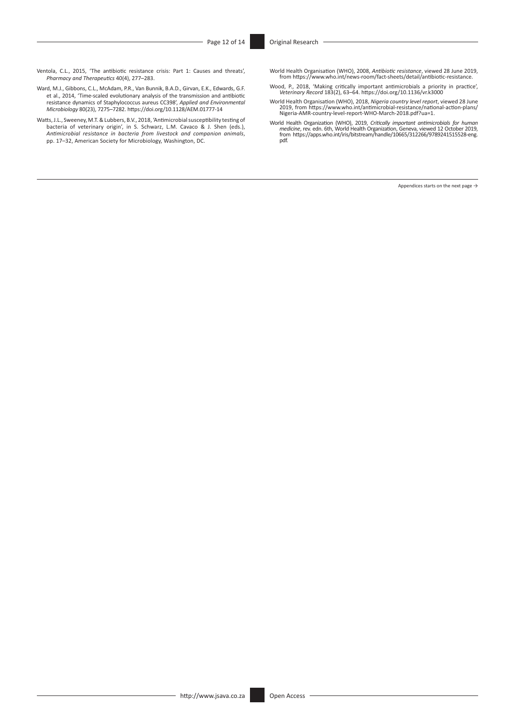Ventola, C.L., 2015, 'The antibiotic resistance crisis: Part 1: Causes and threats', *Pharmacy and Therapeutics* 40(4), 277–283.

Ward, M.J., Gibbons, C.L., McAdam, P.R., Van Bunnik, B.A.D., Girvan, E.K., Edwards, G.F. et al., 2014, 'Time-scaled evolutionary analysis of the transmission and antibiotic resistance dynamics of Staphylococcus aureus CC398', *Applied and Environmental Microbiology* 80(23), 7275–7282. https://doi.org/10.1128/AEM.01777-14

Watts, J.L., Sweeney, M.T. & Lubbers, B.V., 2018, 'Antimicrobial susceptibility testing of bacteria of veterinary origin', in S. Schwarz, L.M. Cavaco & J. Shen (eds.), *Antimicrobial resistance in bacteria from livestock and companion animals*, pp. 17–32, American Society for Microbiology, Washington, DC.

World Health Organisation (WHO), 2008, *Antibiotic resistance*, viewed 28 June 2019, from https://www.who.int/news-room/fact-sheets/detail/antibiotic-resistance.

Wood, P., 2018, 'Making critically important antimicrobials a priority in practice', *Veterinary Record* 183(2), 63–64. https://doi.org/10.1136/vr.k3000

World Health Organisation (WHO), 2018, *Nigeria country level report*, viewed 28 June 2019, from https://www.who.int/antimicrobial-resistance/national-action-plans/Nigeria-AMR-country-level-report-WHO-March-2018.pdf?ua=1.

World Health Organization (WHO), 2019, *Critically important antimicrobials for human medicine*, rev. edn. 6th, World Health Organization, Geneva, viewed 12 October 2019, from https://apps.who.int/iris/bitstream/handle/10665/312266/9789241515528-eng.pdf.

Appendices starts on the next page →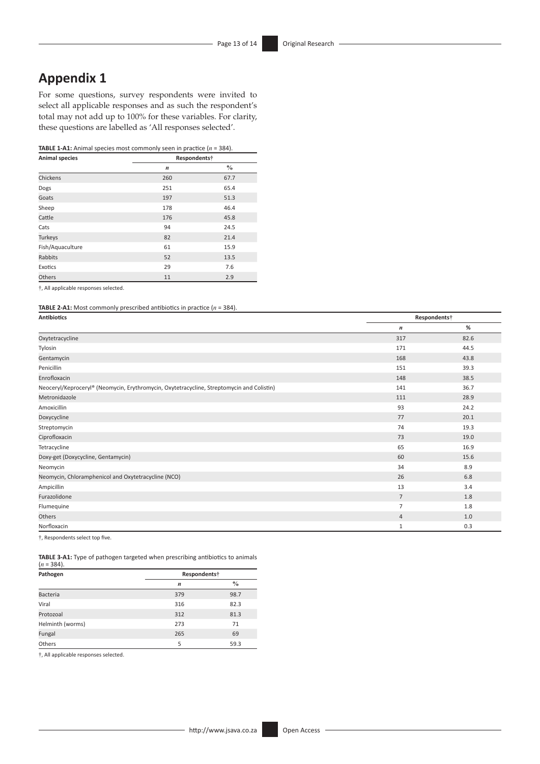# Appendix 1

For some questions, survey respondents were invited to select all applicable responses and as such the respondent's total may not add up to 100% for these variables. For clarity, these questions are labelled as 'All responses selected'.

**TABLE 1-A1:** Animal species most commonly seen in practice (*n* = 384).

| Animal species | Respondents† | |
|---|---|---|
| | *n* | % |
| Chickens | 260 | 67.7 |
| Dogs | 251 | 65.4 |
| Goats | 197 | 51.3 |
| Sheep | 178 | 46.4 |
| Cattle | 176 | 45.8 |
| Cats | 94 | 24.5 |
| Turkeys | 82 | 21.4 |
| Fish/Aquaculture | 61 | 15.9 |
| Rabbits | 52 | 13.5 |
| Exotics | 29 | 7.6 |
| Others | 11 | 2.9 |

†, All applicable responses selected.

**TABLE 2-A1:** Most commonly prescribed antibiotics in practice (*n* = 384).

| Antibiotics | Respondents† | |
|---|---|---|
| | *n* | % |
| Oxytetracycline | 317 | 82.6 |
| Tylosin | 171 | 44.5 |
| Gentamycin | 168 | 43.8 |
| Penicillin | 151 | 39.3 |
| Enrofloxacin | 148 | 38.5 |
| Neoceryl/Keproceryl® (Neomycin, Erythromycin, Oxytetracycline, Streptomycin and Colistin) | 141 | 36.7 |
| Metronidazole | 111 | 28.9 |
| Amoxicillin | 93 | 24.2 |
| Doxycycline | 77 | 20.1 |
| Streptomycin | 74 | 19.3 |
| Ciprofloxacin | 73 | 19.0 |
| Tetracycline | 65 | 16.9 |
| Doxy-get (Doxycycline, Gentamycin) | 60 | 15.6 |
| Neomycin | 34 | 8.9 |
| Neomycin, Chloramphenicol and Oxytetracycline (NCO) | 26 | 6.8 |
| Ampicillin | 13 | 3.4 |
| Furazolidone | 7 | 1.8 |
| Flumequine | 7 | 1.8 |
| Others | 4 | 1.0 |
| Norfloxacin | 1 | 0.3 |

†, Respondents select top five.

**TABLE 3-A1:** Type of pathogen targeted when prescribing antibiotics to animals (*n* = 384).

| Pathogen | Respondents† | |
|---|---|---|
| | *n* | % |
| Bacteria | 379 | 98.7 |
| Viral | 316 | 82.3 |
| Protozoal | 312 | 81.3 |
| Helminth (worms) | 273 | 71 |
| Fungal | 265 | 69 |
| Others | 5 | 59.3 |

†, All applicable responses selected.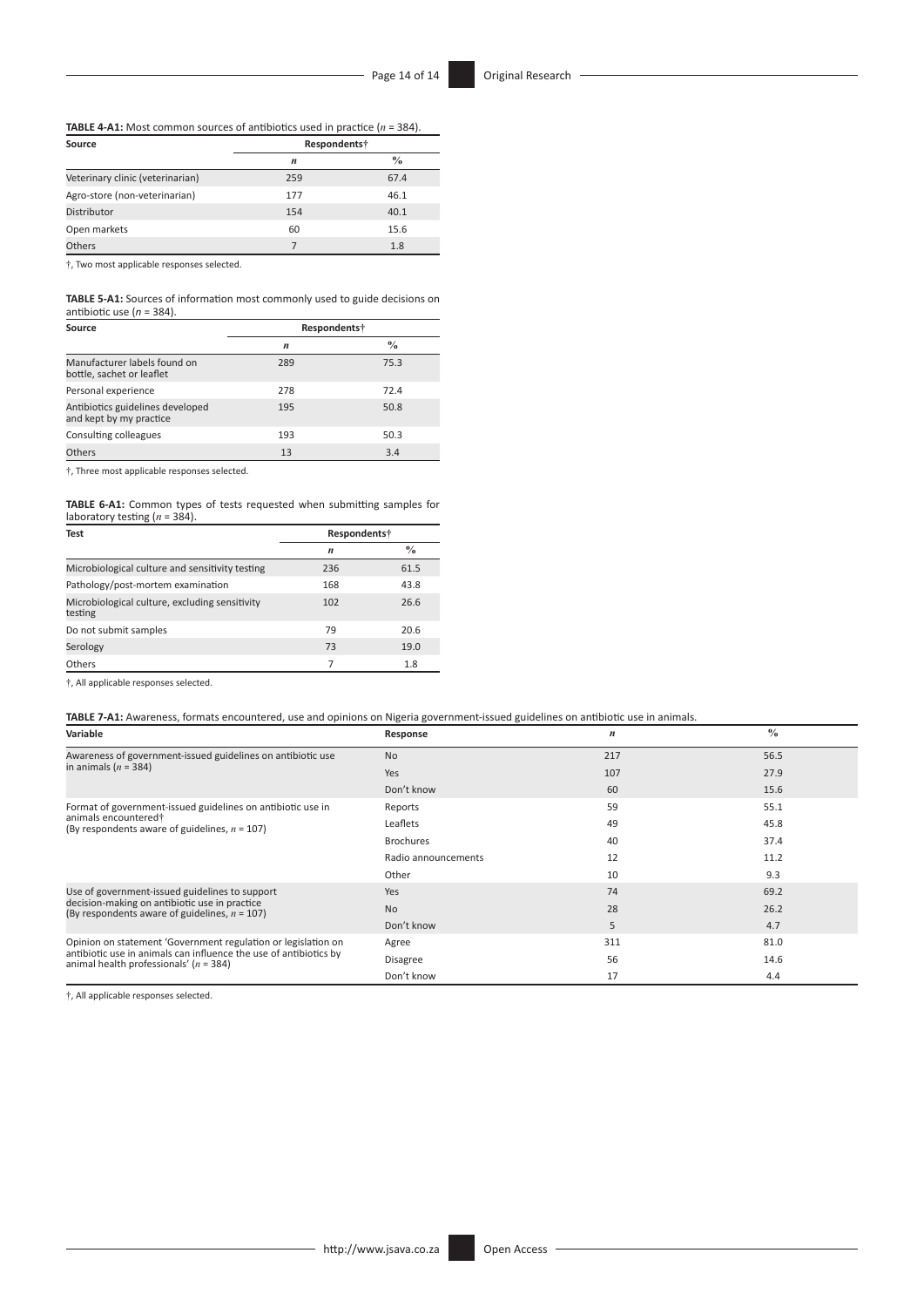**TABLE 4-A1:** Most common sources of antibiotics used in practice (*n* = 384).

| Source | Respondents† | |
|---|---|---|
| | *n* | % |
| Veterinary clinic (veterinarian) | 259 | 67.4 |
| Agro-store (non-veterinarian) | 177 | 46.1 |
| Distributor | 154 | 40.1 |
| Open markets | 60 | 15.6 |
| Others | 7 | 1.8 |

†, Two most applicable responses selected.

**TABLE 5-A1:** Sources of information most commonly used to guide decisions on antibiotic use (*n* = 384).

| Source | Respondents† | |
|---|---|---|
| | *n* | % |
| Manufacturer labels found on bottle, sachet or leaflet | 289 | 75.3 |
| Personal experience | 278 | 72.4 |
| Antibiotics guidelines developed and kept by my practice | 195 | 50.8 |
| Consulting colleagues | 193 | 50.3 |
| Others | 13 | 3.4 |

†, Three most applicable responses selected.

**TABLE 6-A1:** Common types of tests requested when submitting samples for laboratory testing (*n* = 384).

| Test | Respondents† | |
|---|---|---|
| | *n* | % |
| Microbiological culture and sensitivity testing | 236 | 61.5 |
| Pathology/post-mortem examination | 168 | 43.8 |
| Microbiological culture, excluding sensitivity testing | 102 | 26.6 |
| Do not submit samples | 79 | 20.6 |
| Serology | 73 | 19.0 |
| Others | 7 | 1.8 |

†, All applicable responses selected.

**TABLE 7-A1:** Awareness, formats encountered, use and opinions on Nigeria government-issued guidelines on antibiotic use in animals.

| Variable | Response | *n* | % |
|---|---|---|---|
| Awareness of government-issued guidelines on antibiotic use in animals (*n* = 384) | No | 217 | 56.5 |
| | Yes | 107 | 27.9 |
| | Don't know | 60 | 15.6 |
| Format of government-issued guidelines on antibiotic use in animals encountered† (By respondents aware of guidelines, *n* = 107) | Reports | 59 | 55.1 |
| | Leaflets | 49 | 45.8 |
| | Brochures | 40 | 37.4 |
| | Radio announcements | 12 | 11.2 |
| | Other | 10 | 9.3 |
| Use of government-issued guidelines to support decision-making on antibiotic use in practice (By respondents aware of guidelines, *n* = 107) | Yes | 74 | 69.2 |
| | No | 28 | 26.2 |
| | Don't know | 5 | 4.7 |
| Opinion on statement 'Government regulation or legislation on antibiotic use in animals can influence the use of antibiotics by animal health professionals' (*n* = 384) | Agree | 311 | 81.0 |
| | Disagree | 56 | 14.6 |
| | Don't know | 17 | 4.4 |

†, All applicable responses selected.